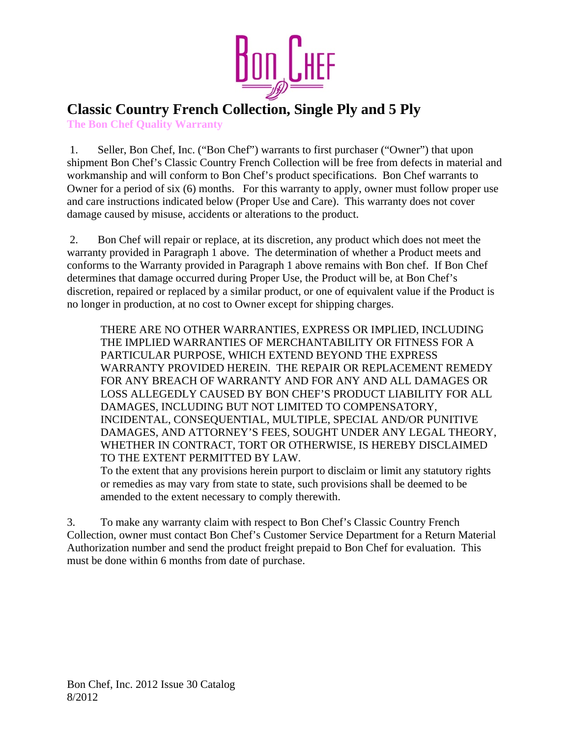# Classic Country French Collection, Single Ply and 5 Ply

**The Bon Chef Quality Warranty**

1. Seller, Bon Chef, Inc. ("Bon Chef") warrants to first purchaser ("Owner") that upon shipment Bon Chef's Classic Country French Collection will be free from defects in material and workmanship and will conform to Bon Chef's product specifications. Bon Chef warrants to Owner for a period of six (6) months. For this warranty to apply, owner must follow proper use and care instructions indicated below (Proper Use and Care). This warranty does not cover damage caused by misuse, accidents or alterations to the product.

2. Bon Chef will repair or replace, at its discretion, any product which does not meet the warranty provided in Paragraph 1 above. The determination of whether a Product meets and conforms to the Warranty provided in Paragraph 1 above remains with Bon chef. If Bon Chef determines that damage occurred during Proper Use, the Product will be, at Bon Chef's discretion, repaired or replaced by a similar product, or one of equivalent value if the Product is no longer in production, at no cost to Owner except for shipping charges.

> THERE ARE NO OTHER WARRANTIES, EXPRESS OR IMPLIED, INCLUDING THE IMPLIED WARRANTIES OF MERCHANTABILITY OR FITNESS FOR A PARTICULAR PURPOSE, WHICH EXTEND BEYOND THE EXPRESS WARRANTY PROVIDED HEREIN. THE REPAIR OR REPLACEMENT REMEDY FOR ANY BREACH OF WARRANTY AND FOR ANY AND ALL DAMAGES OR LOSS ALLEGEDLY CAUSED BY BON CHEF'S PRODUCT LIABILITY FOR ALL DAMAGES, INCLUDING BUT NOT LIMITED TO COMPENSATORY, INCIDENTAL, CONSEQUENTIAL, MULTIPLE, SPECIAL AND/OR PUNITIVE DAMAGES, AND ATTORNEY'S FEES, SOUGHT UNDER ANY LEGAL THEORY, WHETHER IN CONTRACT, TORT OR OTHERWISE, IS HEREBY DISCLAIMED TO THE EXTENT PERMITTED BY LAW.
>
> To the extent that any provisions herein purport to disclaim or limit any statutory rights or remedies as may vary from state to state, such provisions shall be deemed to be amended to the extent necessary to comply therewith.

3. To make any warranty claim with respect to Bon Chef's Classic Country French Collection, owner must contact Bon Chef's Customer Service Department for a Return Material Authorization number and send the product freight prepaid to Bon Chef for evaluation. This must be done within 6 months from date of purchase.

Bon Chef, Inc. 2012 Issue 30 Catalog
8/2012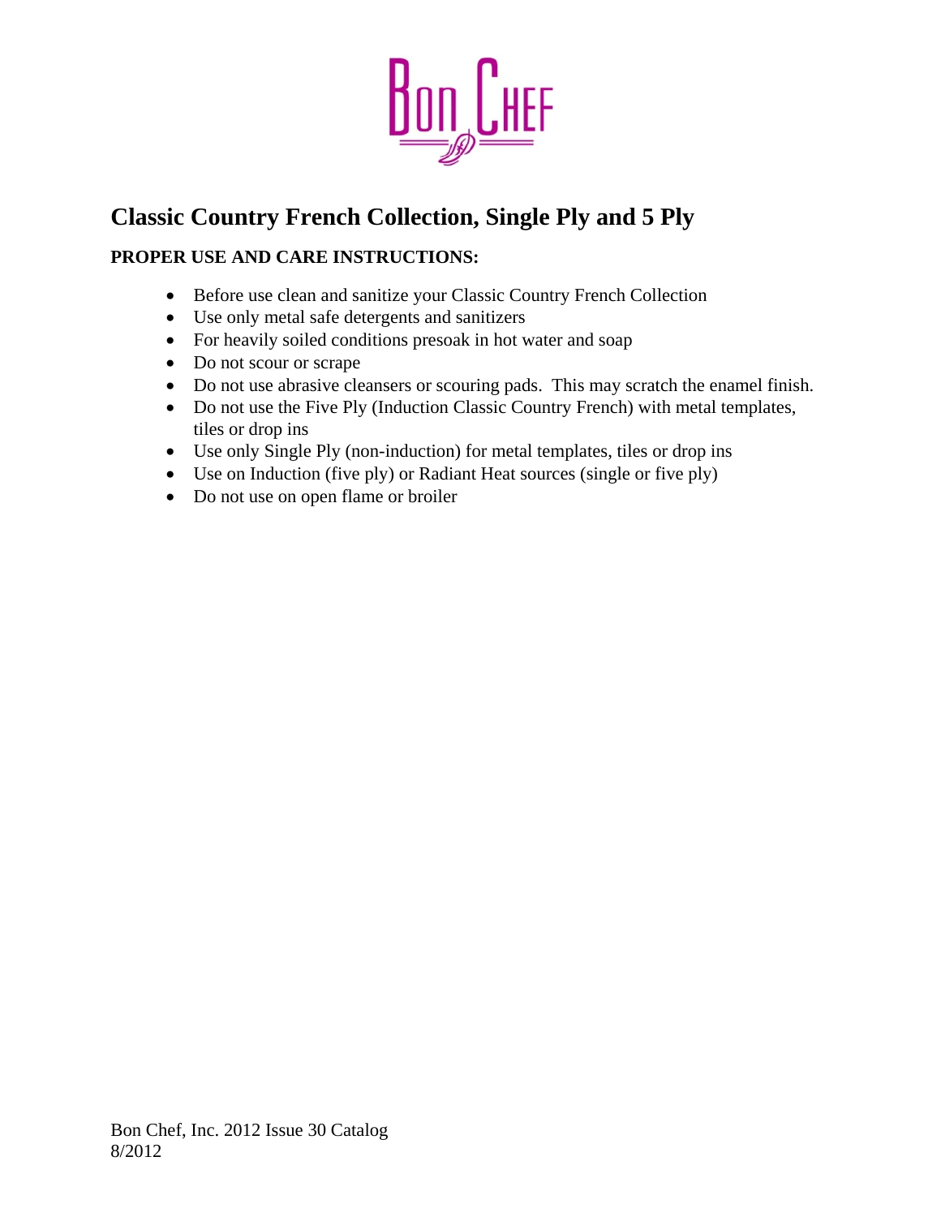# Bon Chef

## Classic Country French Collection, Single Ply and 5 Ply

**PROPER USE AND CARE INSTRUCTIONS:**

- Before use clean and sanitize your Classic Country French Collection
- Use only metal safe detergents and sanitizers
- For heavily soiled conditions presoak in hot water and soap
- Do not scour or scrape
- Do not use abrasive cleansers or scouring pads. This may scratch the enamel finish.
- Do not use the Five Ply (Induction Classic Country French) with metal templates, tiles or drop ins
- Use only Single Ply (non-induction) for metal templates, tiles or drop ins
- Use on Induction (five ply) or Radiant Heat sources (single or five ply)
- Do not use on open flame or broiler

Bon Chef, Inc. 2012 Issue 30 Catalog
8/2012